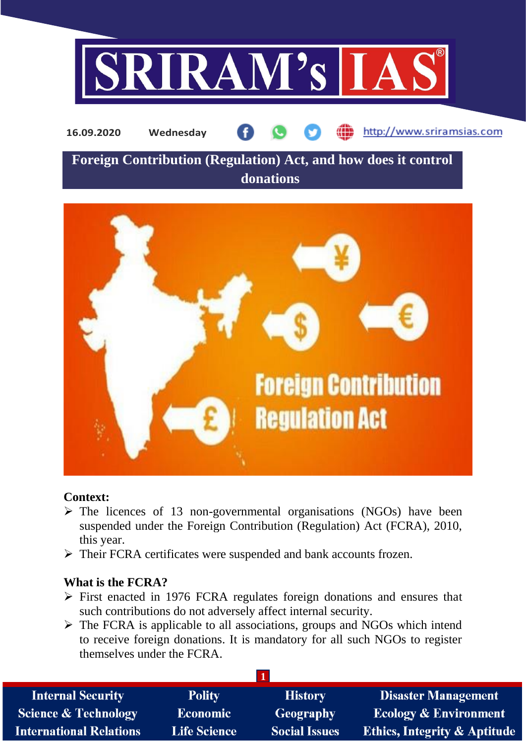16.09.2020 Wednesday http://www.sriramsias.com

# Foreign Contribution (Regulation) Act, and how does it control donations

**Context:**

- The licences of 13 non-governmental organisations (NGOs) have been suspended under the Foreign Contribution (Regulation) Act (FCRA), 2010, this year.
- Their FCRA certificates were suspended and bank accounts frozen.

**What is the FCRA?**

- First enacted in 1976 FCRA regulates foreign donations and ensures that such contributions do not adversely affect internal security.
- The FCRA is applicable to all associations, groups and NGOs which intend to receive foreign donations. It is mandatory for all such NGOs to register themselves under the FCRA.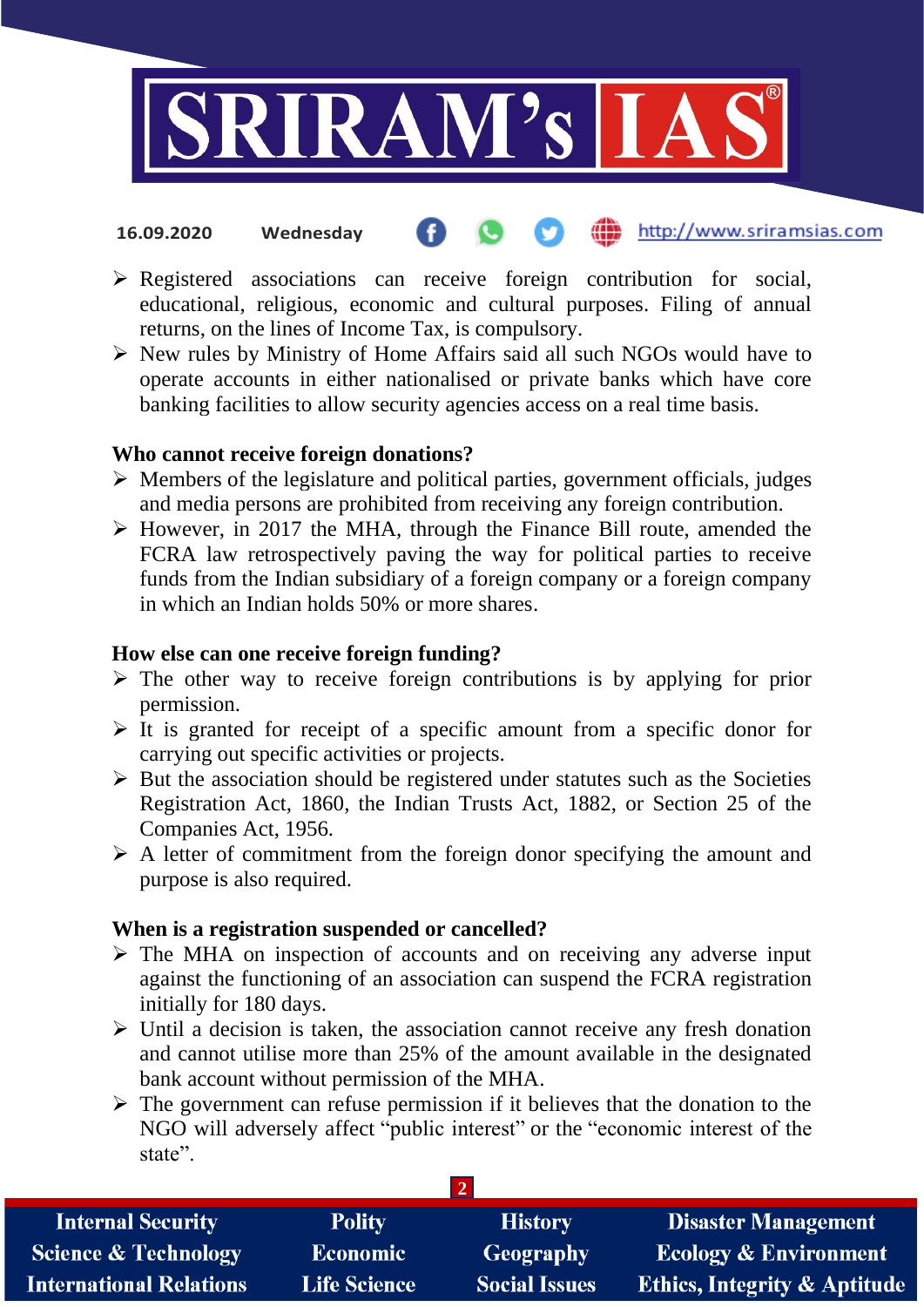- Registered associations can receive foreign contribution for social, educational, religious, economic and cultural purposes. Filing of annual returns, on the lines of Income Tax, is compulsory.
- New rules by Ministry of Home Affairs said all such NGOs would have to operate accounts in either nationalised or private banks which have core banking facilities to allow security agencies access on a real time basis.

**Who cannot receive foreign donations?**

- Members of the legislature and political parties, government officials, judges and media persons are prohibited from receiving any foreign contribution.
- However, in 2017 the MHA, through the Finance Bill route, amended the FCRA law retrospectively paving the way for political parties to receive funds from the Indian subsidiary of a foreign company or a foreign company in which an Indian holds 50% or more shares.

**How else can one receive foreign funding?**

- The other way to receive foreign contributions is by applying for prior permission.
- It is granted for receipt of a specific amount from a specific donor for carrying out specific activities or projects.
- But the association should be registered under statutes such as the Societies Registration Act, 1860, the Indian Trusts Act, 1882, or Section 25 of the Companies Act, 1956.
- A letter of commitment from the foreign donor specifying the amount and purpose is also required.

**When is a registration suspended or cancelled?**

- The MHA on inspection of accounts and on receiving any adverse input against the functioning of an association can suspend the FCRA registration initially for 180 days.
- Until a decision is taken, the association cannot receive any fresh donation and cannot utilise more than 25% of the amount available in the designated bank account without permission of the MHA.
- The government can refuse permission if it believes that the donation to the NGO will adversely affect "public interest" or the "economic interest of the state".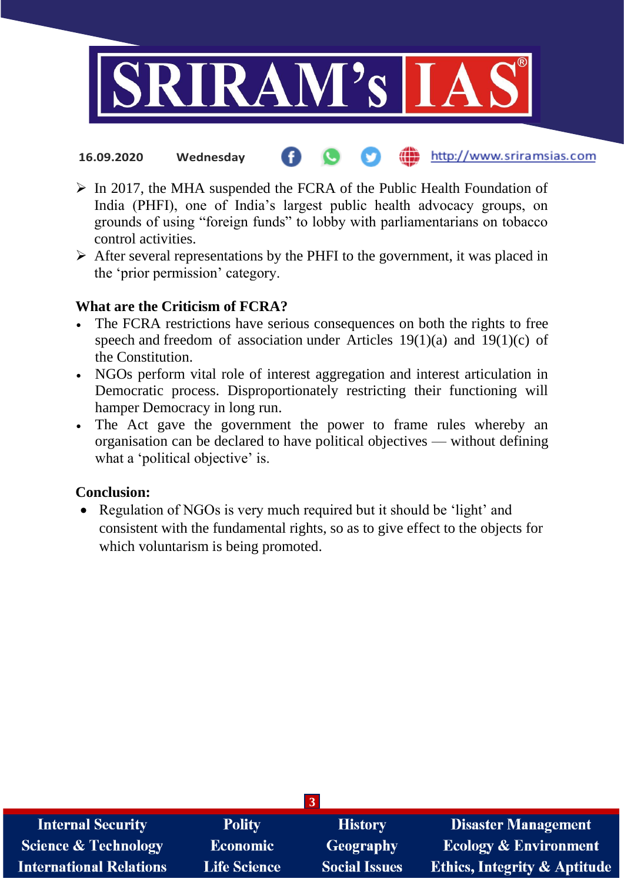- In 2017, the MHA suspended the FCRA of the Public Health Foundation of India (PHFI), one of India's largest public health advocacy groups, on grounds of using "foreign funds" to lobby with parliamentarians on tobacco control activities.
- After several representations by the PHFI to the government, it was placed in the 'prior permission' category.

**What are the Criticism of FCRA?**

- The FCRA restrictions have serious consequences on both the rights to free speech and freedom of association under Articles 19(1)(a) and 19(1)(c) of the Constitution.
- NGOs perform vital role of interest aggregation and interest articulation in Democratic process. Disproportionately restricting their functioning will hamper Democracy in long run.
- The Act gave the government the power to frame rules whereby an organisation can be declared to have political objectives — without defining what a 'political objective' is.

**Conclusion:**

- Regulation of NGOs is very much required but it should be 'light' and consistent with the fundamental rights, so as to give effect to the objects for which voluntarism is being promoted.